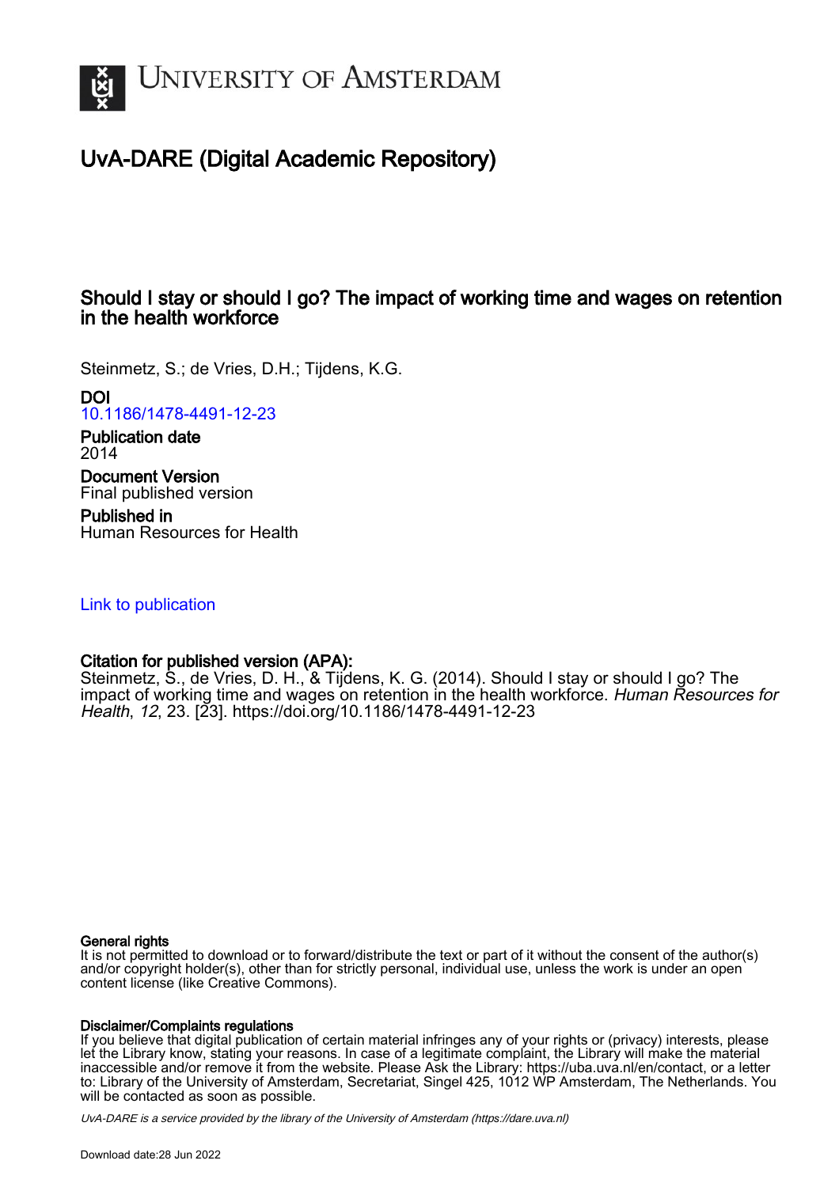# University of Amsterdam

## UvA-DARE (Digital Academic Repository)

### Should I stay or should I go? The impact of working time and wages on retention in the health workforce

Steinmetz, S.; de Vries, D.H.; Tijdens, K.G.

**DOI**
10.1186/1478-4491-12-23

**Publication date**
2014

**Document Version**
Final published version

**Published in**
Human Resources for Health

Link to publication

**Citation for published version (APA):**
Steinmetz, S., de Vries, D. H., & Tijdens, K. G. (2014). Should I stay or should I go? The impact of working time and wages on retention in the health workforce. *Human Resources for Health*, *12*, 23. [23]. https://doi.org/10.1186/1478-4491-12-23

**General rights**
It is not permitted to download or to forward/distribute the text or part of it without the consent of the author(s) and/or copyright holder(s), other than for strictly personal, individual use, unless the work is under an open content license (like Creative Commons).

**Disclaimer/Complaints regulations**
If you believe that digital publication of certain material infringes any of your rights or (privacy) interests, please let the Library know, stating your reasons. In case of a legitimate complaint, the Library will make the material inaccessible and/or remove it from the website. Please Ask the Library: https://uba.uva.nl/en/contact, or a letter to: Library of the University of Amsterdam, Secretariat, Singel 425, 1012 WP Amsterdam, The Netherlands. You will be contacted as soon as possible.

*UvA-DARE is a service provided by the library of the University of Amsterdam (https://dare.uva.nl)*

Download date:28 Jun 2022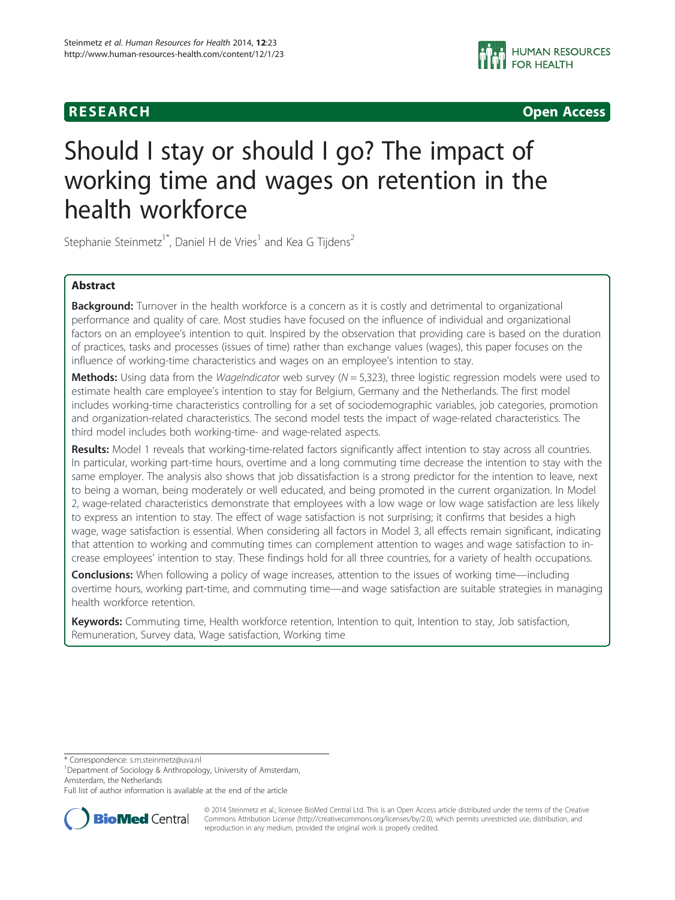# Should I stay or should I go? The impact of working time and wages on retention in the health workforce

Stephanie Steinmetz[1*], Daniel H de Vries[1] and Kea G Tijdens[2]

## Abstract

**Background:** Turnover in the health workforce is a concern as it is costly and detrimental to organizational performance and quality of care. Most studies have focused on the influence of individual and organizational factors on an employee's intention to quit. Inspired by the observation that providing care is based on the duration of practices, tasks and processes (issues of time) rather than exchange values (wages), this paper focuses on the influence of working-time characteristics and wages on an employee's intention to stay.

**Methods:** Using data from the *WageIndicator* web survey ($N = 5,323$), three logistic regression models were used to estimate health care employee's intention to stay for Belgium, Germany and the Netherlands. The first model includes working-time characteristics controlling for a set of sociodemographic variables, job categories, promotion and organization-related characteristics. The second model tests the impact of wage-related characteristics. The third model includes both working-time- and wage-related aspects.

**Results:** Model 1 reveals that working-time-related factors significantly affect intention to stay across all countries. In particular, working part-time hours, overtime and a long commuting time decrease the intention to stay with the same employer. The analysis also shows that job dissatisfaction is a strong predictor for the intention to leave, next to being a woman, being moderately or well educated, and being promoted in the current organization. In Model 2, wage-related characteristics demonstrate that employees with a low wage or low wage satisfaction are less likely to express an intention to stay. The effect of wage satisfaction is not surprising; it confirms that besides a high wage, wage satisfaction is essential. When considering all factors in Model 3, all effects remain significant, indicating that attention to working and commuting times can complement attention to wages and wage satisfaction to increase employees' intention to stay. These findings hold for all three countries, for a variety of health occupations.

**Conclusions:** When following a policy of wage increases, attention to the issues of working time—including overtime hours, working part-time, and commuting time—and wage satisfaction are suitable strategies in managing health workforce retention.

**Keywords:** Commuting time, Health workforce retention, Intention to quit, Intention to stay, Job satisfaction, Remuneration, Survey data, Wage satisfaction, Working time

---

\* Correspondence: s.m.steinmetz@uva.nl

[1]Department of Sociology & Anthropology, University of Amsterdam, Amsterdam, the Netherlands

Full list of author information is available at the end of the article

© 2014 Steinmetz et al.; licensee BioMed Central Ltd. This is an Open Access article distributed under the terms of the Creative Commons Attribution License (http://creativecommons.org/licenses/by/2.0), which permits unrestricted use, distribution, and reproduction in any medium, provided the original work is properly credited.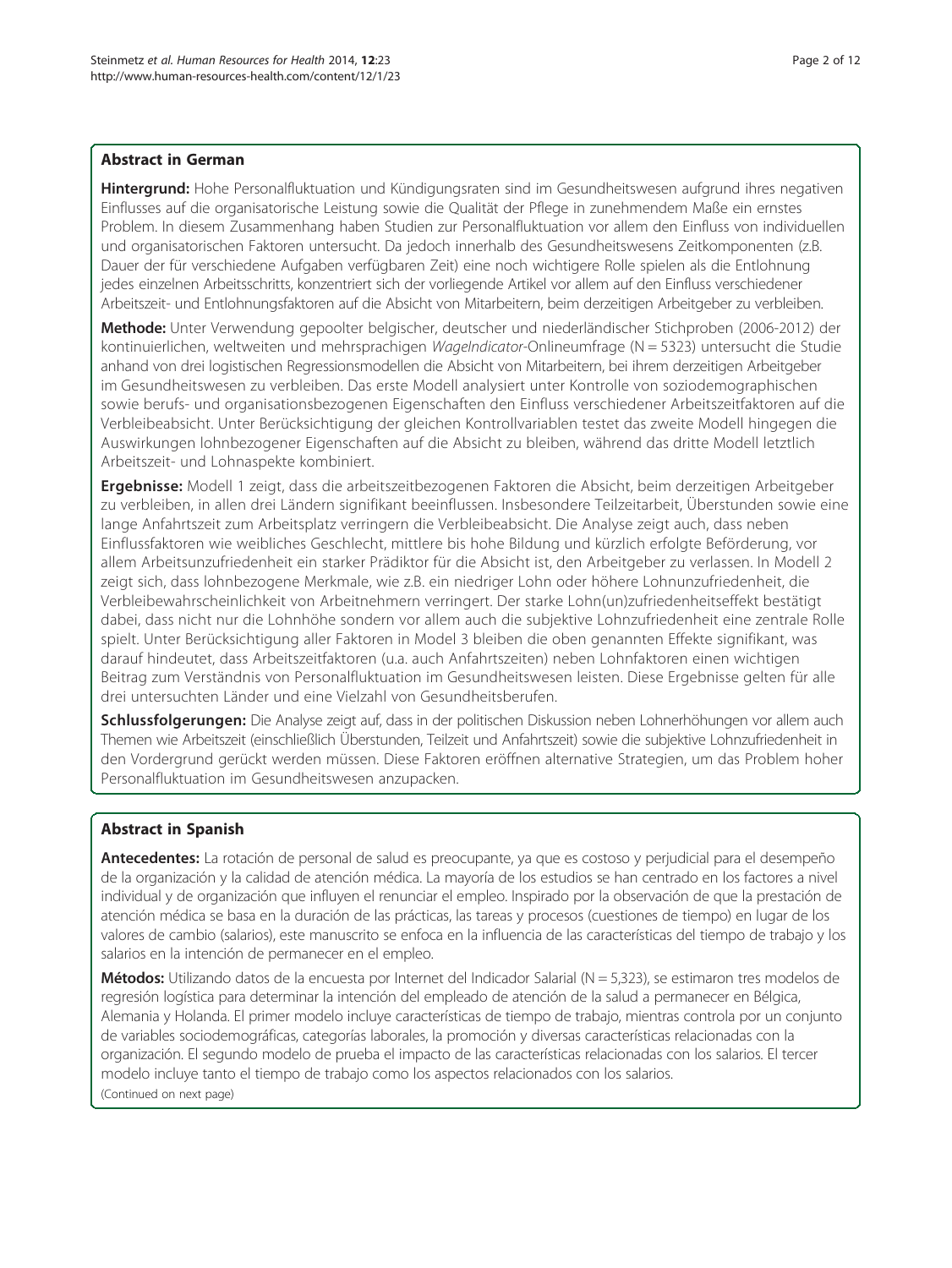## Abstract in German

**Hintergrund:** Hohe Personalfluktuation und Kündigungsraten sind im Gesundheitswesen aufgrund ihres negativen Einflusses auf die organisatorische Leistung sowie die Qualität der Pflege in zunehmendem Maße ein ernstes Problem. In diesem Zusammenhang haben Studien zur Personalfluktuation vor allem den Einfluss von individuellen und organisatorischen Faktoren untersucht. Da jedoch innerhalb des Gesundheitswesens Zeitkomponenten (z.B. Dauer der für verschiedene Aufgaben verfügbaren Zeit) eine noch wichtigere Rolle spielen als die Entlohnung jedes einzelnen Arbeitsschritts, konzentriert sich der vorliegende Artikel vor allem auf den Einfluss verschiedener Arbeitszeit- und Entlohnungsfaktoren auf die Absicht von Mitarbeitern, beim derzeitigen Arbeitgeber zu verbleiben.

**Methode:** Unter Verwendung gepoolter belgischer, deutscher und niederländischer Stichproben (2006-2012) der kontinuierlichen, weltweiten und mehrsprachigen *WageIndicator*-Onlineumfrage (N = 5323) untersucht die Studie anhand von drei logistischen Regressionsmodellen die Absicht von Mitarbeitern, bei ihrem derzeitigen Arbeitgeber im Gesundheitswesen zu verbleiben. Das erste Modell analysiert unter Kontrolle von soziodemographischen sowie berufs- und organisationsbezogenen Eigenschaften den Einfluss verschiedener Arbeitszeitfaktoren auf die Verbleibeabsicht. Unter Berücksichtigung der gleichen Kontrollvariablen testet das zweite Modell hingegen die Auswirkungen lohnbezogener Eigenschaften auf die Absicht zu bleiben, während das dritte Modell letztlich Arbeitszeit- und Lohnaspekte kombiniert.

**Ergebnisse:** Modell 1 zeigt, dass die arbeitszeitbezogenen Faktoren die Absicht, beim derzeitigen Arbeitgeber zu verbleiben, in allen drei Ländern signifikant beeinflussen. Insbesondere Teilzeitarbeit, Überstunden sowie eine lange Anfahrtszeit zum Arbeitsplatz verringern die Verbleibeabsicht. Die Analyse zeigt auch, dass neben Einflussfaktoren wie weibliches Geschlecht, mittlere bis hohe Bildung und kürzlich erfolgte Beförderung, vor allem Arbeitsunzufriedenheit ein starker Prädiktor für die Absicht ist, den Arbeitgeber zu verlassen. In Modell 2 zeigt sich, dass lohnbezogene Merkmale, wie z.B. ein niedriger Lohn oder höhere Lohnunzufriedenheit, die Verbleibewahrscheinlichkeit von Arbeitnehmern verringert. Der starke Lohn(un)zufriedenheitseffekt bestätigt dabei, dass nicht nur die Lohnhöhe sondern vor allem auch die subjektive Lohnzufriedenheit eine zentrale Rolle spielt. Unter Berücksichtigung aller Faktoren in Model 3 bleiben die oben genannten Effekte signifikant, was darauf hindeutet, dass Arbeitszeitfaktoren (u.a. auch Anfahrtszeiten) neben Lohnfaktoren einen wichtigen Beitrag zum Verständnis von Personalfluktuation im Gesundheitswesen leisten. Diese Ergebnisse gelten für alle drei untersuchten Länder und eine Vielzahl von Gesundheitsberufen.

**Schlussfolgerungen:** Die Analyse zeigt auf, dass in der politischen Diskussion neben Lohnerhöhungen vor allem auch Themen wie Arbeitszeit (einschließlich Überstunden, Teilzeit und Anfahrtszeit) sowie die subjektive Lohnzufriedenheit in den Vordergrund gerückt werden müssen. Diese Faktoren eröffnen alternative Strategien, um das Problem hoher Personalfluktuation im Gesundheitswesen anzupacken.

## Abstract in Spanish

**Antecedentes:** La rotación de personal de salud es preocupante, ya que es costoso y perjudicial para el desempeño de la organización y la calidad de atención médica. La mayoría de los estudios se han centrado en los factores a nivel individual y de organización que influyen el renunciar el empleo. Inspirado por la observación de que la prestación de atención médica se basa en la duración de las prácticas, las tareas y procesos (cuestiones de tiempo) en lugar de los valores de cambio (salarios), este manuscrito se enfoca en la influencia de las características del tiempo de trabajo y los salarios en la intención de permanecer en el empleo.

**Métodos:** Utilizando datos de la encuesta por Internet del Indicador Salarial (N = 5,323), se estimaron tres modelos de regresión logística para determinar la intención del empleado de atención de la salud a permanecer en Bélgica, Alemania y Holanda. El primer modelo incluye características de tiempo de trabajo, mientras controla por un conjunto de variables sociodemográficas, categorías laborales, la promoción y diversas características relacionadas con la organización. El segundo modelo de prueba el impacto de las características relacionadas con los salarios. El tercer modelo incluye tanto el tiempo de trabajo como los aspectos relacionados con los salarios.

(Continued on next page)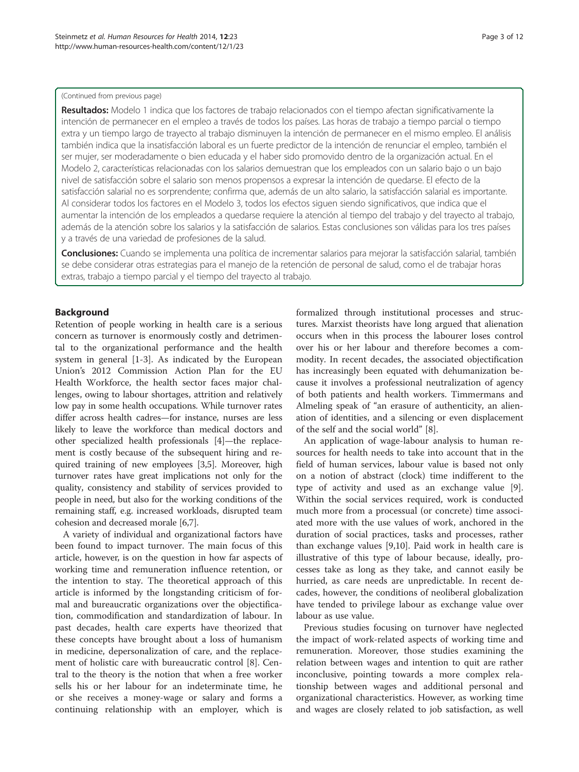(Continued from previous page)

**Resultados:** Modelo 1 indica que los factores de trabajo relacionados con el tiempo afectan significativamente la intención de permanecer en el empleo a través de todos los países. Las horas de trabajo a tiempo parcial o tiempo extra y un tiempo largo de trayecto al trabajo disminuyen la intención de permanecer en el mismo empleo. El análisis también indica que la insatisfacción laboral es un fuerte predictor de la intención de renunciar el empleo, también el ser mujer, ser moderadamente o bien educada y el haber sido promovido dentro de la organización actual. En el Modelo 2, características relacionadas con los salarios demuestran que los empleados con un salario bajo o un bajo nivel de satisfacción sobre el salario son menos propensos a expresar la intención de quedarse. El efecto de la satisfacción salarial no es sorprendente; confirma que, además de un alto salario, la satisfacción salarial es importante. Al considerar todos los factores en el Modelo 3, todos los efectos siguen siendo significativos, que indica que el aumentar la intención de los empleados a quedarse requiere la atención al tiempo del trabajo y del trayecto al trabajo, además de la atención sobre los salarios y la satisfacción de salarios. Estas conclusiones son válidas para los tres países y a través de una variedad de profesiones de la salud.

**Conclusiones:** Cuando se implementa una política de incrementar salarios para mejorar la satisfacción salarial, también se debe considerar otras estrategias para el manejo de la retención de personal de salud, como el de trabajar horas extras, trabajo a tiempo parcial y el tiempo del trayecto al trabajo.

## Background

Retention of people working in health care is a serious concern as turnover is enormously costly and detrimental to the organizational performance and the health system in general [1-3]. As indicated by the European Union's 2012 Commission Action Plan for the EU Health Workforce, the health sector faces major challenges, owing to labour shortages, attrition and relatively low pay in some health occupations. While turnover rates differ across health cadres—for instance, nurses are less likely to leave the workforce than medical doctors and other specialized health professionals [4]—the replacement is costly because of the subsequent hiring and required training of new employees [3,5]. Moreover, high turnover rates have great implications not only for the quality, consistency and stability of services provided to people in need, but also for the working conditions of the remaining staff, e.g. increased workloads, disrupted team cohesion and decreased morale [6,7].

A variety of individual and organizational factors have been found to impact turnover. The main focus of this article, however, is on the question in how far aspects of working time and remuneration influence retention, or the intention to stay. The theoretical approach of this article is informed by the longstanding criticism of formal and bureaucratic organizations over the objectification, commodification and standardization of labour. In past decades, health care experts have theorized that these concepts have brought about a loss of humanism in medicine, depersonalization of care, and the replacement of holistic care with bureaucratic control [8]. Central to the theory is the notion that when a free worker sells his or her labour for an indeterminate time, he or she receives a money-wage or salary and forms a continuing relationship with an employer, which is formalized through institutional processes and structures. Marxist theorists have long argued that alienation occurs when in this process the labourer loses control over his or her labour and therefore becomes a commodity. In recent decades, the associated objectification has increasingly been equated with dehumanization because it involves a professional neutralization of agency of both patients and health workers. Timmermans and Almeling speak of "an erasure of authenticity, an alienation of identities, and a silencing or even displacement of the self and the social world" [8].

An application of wage-labour analysis to human resources for health needs to take into account that in the field of human services, labour value is based not only on a notion of abstract (clock) time indifferent to the type of activity and used as an exchange value [9]. Within the social services required, work is conducted much more from a processual (or concrete) time associated more with the use values of work, anchored in the duration of social practices, tasks and processes, rather than exchange values [9,10]. Paid work in health care is illustrative of this type of labour because, ideally, processes take as long as they take, and cannot easily be hurried, as care needs are unpredictable. In recent decades, however, the conditions of neoliberal globalization have tended to privilege labour as exchange value over labour as use value.

Previous studies focusing on turnover have neglected the impact of work-related aspects of working time and remuneration. Moreover, those studies examining the relation between wages and intention to quit are rather inconclusive, pointing towards a more complex relationship between wages and additional personal and organizational characteristics. However, as working time and wages are closely related to job satisfaction, as well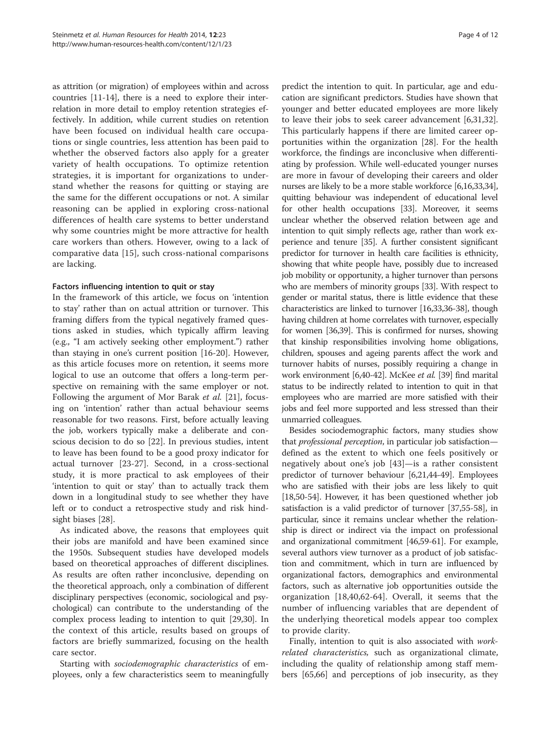as attrition (or migration) of employees within and across countries [11-14], there is a need to explore their interrelation in more detail to employ retention strategies effectively. In addition, while current studies on retention have been focused on individual health care occupations or single countries, less attention has been paid to whether the observed factors also apply for a greater variety of health occupations. To optimize retention strategies, it is important for organizations to understand whether the reasons for quitting or staying are the same for the different occupations or not. A similar reasoning can be applied in exploring cross-national differences of health care systems to better understand why some countries might be more attractive for health care workers than others. However, owing to a lack of comparative data [15], such cross-national comparisons are lacking.

#### Factors influencing intention to quit or stay

In the framework of this article, we focus on 'intention to stay' rather than on actual attrition or turnover. This framing differs from the typical negatively framed questions asked in studies, which typically affirm leaving (e.g., "I am actively seeking other employment.") rather than staying in one's current position [16-20]. However, as this article focuses more on retention, it seems more logical to use an outcome that offers a long-term perspective on remaining with the same employer or not. Following the argument of Mor Barak *et al.* [21], focusing on 'intention' rather than actual behaviour seems reasonable for two reasons. First, before actually leaving the job, workers typically make a deliberate and conscious decision to do so [22]. In previous studies, intent to leave has been found to be a good proxy indicator for actual turnover [23-27]. Second, in a cross-sectional study, it is more practical to ask employees of their 'intention to quit or stay' than to actually track them down in a longitudinal study to see whether they have left or to conduct a retrospective study and risk hindsight biases [28].

As indicated above, the reasons that employees quit their jobs are manifold and have been examined since the 1950s. Subsequent studies have developed models based on theoretical approaches of different disciplines. As results are often rather inconclusive, depending on the theoretical approach, only a combination of different disciplinary perspectives (economic, sociological and psychological) can contribute to the understanding of the complex process leading to intention to quit [29,30]. In the context of this article, results based on groups of factors are briefly summarized, focusing on the health care sector.

Starting with *sociodemographic characteristics* of employees, only a few characteristics seem to meaningfully predict the intention to quit. In particular, age and education are significant predictors. Studies have shown that younger and better educated employees are more likely to leave their jobs to seek career advancement [6,31,32]. This particularly happens if there are limited career opportunities within the organization [28]. For the health workforce, the findings are inconclusive when differentiating by profession. While well-educated younger nurses are more in favour of developing their careers and older nurses are likely to be a more stable workforce [6,16,33,34], quitting behaviour was independent of educational level for other health occupations [33]. Moreover, it seems unclear whether the observed relation between age and intention to quit simply reflects age, rather than work experience and tenure [35]. A further consistent significant predictor for turnover in health care facilities is ethnicity, showing that white people have, possibly due to increased job mobility or opportunity, a higher turnover than persons who are members of minority groups [33]. With respect to gender or marital status, there is little evidence that these characteristics are linked to turnover [16,33,36-38], though having children at home correlates with turnover, especially for women [36,39]. This is confirmed for nurses, showing that kinship responsibilities involving home obligations, children, spouses and ageing parents affect the work and turnover habits of nurses, possibly requiring a change in work environment [6,40-42]. McKee *et al.* [39] find marital status to be indirectly related to intention to quit in that employees who are married are more satisfied with their jobs and feel more supported and less stressed than their unmarried colleagues.

Besides sociodemographic factors, many studies show that *professional perception*, in particular job satisfaction—defined as the extent to which one feels positively or negatively about one's job [43]—is a rather consistent predictor of turnover behaviour [6,21,44-49]. Employees who are satisfied with their jobs are less likely to quit [18,50-54]. However, it has been questioned whether job satisfaction is a valid predictor of turnover [37,55-58], in particular, since it remains unclear whether the relationship is direct or indirect via the impact on professional and organizational commitment [46,59-61]. For example, several authors view turnover as a product of job satisfaction and commitment, which in turn are influenced by organizational factors, demographics and environmental factors, such as alternative job opportunities outside the organization [18,40,62-64]. Overall, it seems that the number of influencing variables that are dependent of the underlying theoretical models appear too complex to provide clarity.

Finally, intention to quit is also associated with *work-related characteristics,* such as organizational climate, including the quality of relationship among staff members [65,66] and perceptions of job insecurity, as they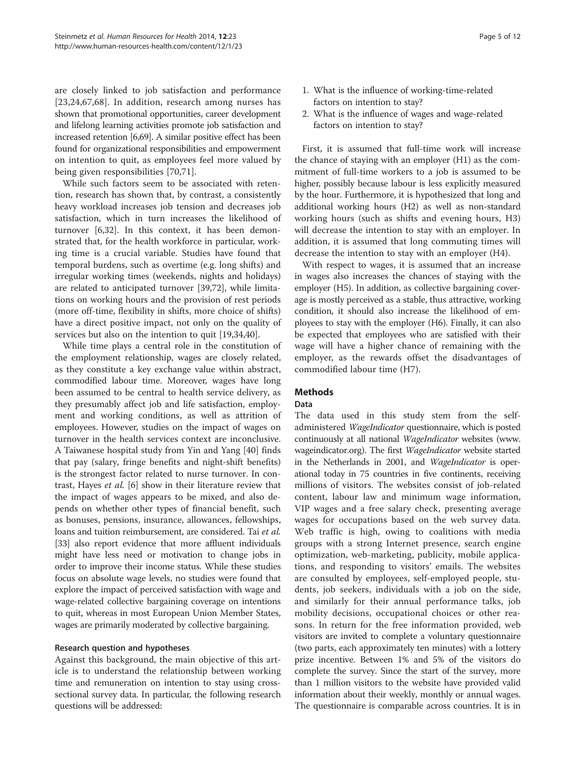are closely linked to job satisfaction and performance [23,24,67,68]. In addition, research among nurses has shown that promotional opportunities, career development and lifelong learning activities promote job satisfaction and increased retention [6,69]. A similar positive effect has been found for organizational responsibilities and empowerment on intention to quit, as employees feel more valued by being given responsibilities [70,71].

While such factors seem to be associated with retention, research has shown that, by contrast, a consistently heavy workload increases job tension and decreases job satisfaction, which in turn increases the likelihood of turnover [6,32]. In this context, it has been demonstrated that, for the health workforce in particular, working time is a crucial variable. Studies have found that temporal burdens, such as overtime (e.g. long shifts) and irregular working times (weekends, nights and holidays) are related to anticipated turnover [39,72], while limitations on working hours and the provision of rest periods (more off-time, flexibility in shifts, more choice of shifts) have a direct positive impact, not only on the quality of services but also on the intention to quit [19,34,40].

While time plays a central role in the constitution of the employment relationship, wages are closely related, as they constitute a key exchange value within abstract, commodified labour time. Moreover, wages have long been assumed to be central to health service delivery, as they presumably affect job and life satisfaction, employment and working conditions, as well as attrition of employees. However, studies on the impact of wages on turnover in the health services context are inconclusive. A Taiwanese hospital study from Yin and Yang [40] finds that pay (salary, fringe benefits and night-shift benefits) is the strongest factor related to nurse turnover. In contrast, Hayes *et al.* [6] show in their literature review that the impact of wages appears to be mixed, and also depends on whether other types of financial benefit, such as bonuses, pensions, insurance, allowances, fellowships, loans and tuition reimbursement, are considered. Tai *et al.* [33] also report evidence that more affluent individuals might have less need or motivation to change jobs in order to improve their income status. While these studies focus on absolute wage levels, no studies were found that explore the impact of perceived satisfaction with wage and wage-related collective bargaining coverage on intentions to quit, whereas in most European Union Member States, wages are primarily moderated by collective bargaining.

### Research question and hypotheses

Against this background, the main objective of this article is to understand the relationship between working time and remuneration on intention to stay using cross-sectional survey data. In particular, the following research questions will be addressed:

1. What is the influence of working-time-related factors on intention to stay?
2. What is the influence of wages and wage-related factors on intention to stay?

First, it is assumed that full-time work will increase the chance of staying with an employer (H1) as the commitment of full-time workers to a job is assumed to be higher, possibly because labour is less explicitly measured by the hour. Furthermore, it is hypothesized that long and additional working hours (H2) as well as non-standard working hours (such as shifts and evening hours, H3) will decrease the intention to stay with an employer. In addition, it is assumed that long commuting times will decrease the intention to stay with an employer (H4).

With respect to wages, it is assumed that an increase in wages also increases the chances of staying with the employer (H5). In addition, as collective bargaining coverage is mostly perceived as a stable, thus attractive, working condition, it should also increase the likelihood of employees to stay with the employer (H6). Finally, it can also be expected that employees who are satisfied with their wage will have a higher chance of remaining with the employer, as the rewards offset the disadvantages of commodified labour time (H7).

## Methods

### Data

The data used in this study stem from the self-administered *WageIndicator* questionnaire, which is posted continuously at all national *WageIndicator* websites (www.wageindicator.org). The first *WageIndicator* website started in the Netherlands in 2001, and *WageIndicator* is operational today in 75 countries in five continents, receiving millions of visitors. The websites consist of job-related content, labour law and minimum wage information, VIP wages and a free salary check, presenting average wages for occupations based on the web survey data. Web traffic is high, owing to coalitions with media groups with a strong Internet presence, search engine optimization, web-marketing, publicity, mobile applications, and responding to visitors' emails. The websites are consulted by employees, self-employed people, students, job seekers, individuals with a job on the side, and similarly for their annual performance talks, job mobility decisions, occupational choices or other reasons. In return for the free information provided, web visitors are invited to complete a voluntary questionnaire (two parts, each approximately ten minutes) with a lottery prize incentive. Between 1% and 5% of the visitors do complete the survey. Since the start of the survey, more than 1 million visitors to the website have provided valid information about their weekly, monthly or annual wages. The questionnaire is comparable across countries. It is in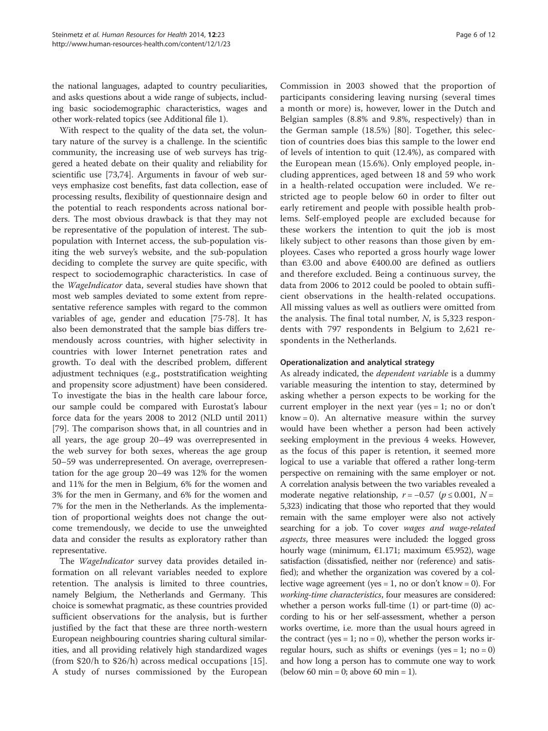the national languages, adapted to country peculiarities, and asks questions about a wide range of subjects, including basic sociodemographic characteristics, wages and other work-related topics (see Additional file 1).

With respect to the quality of the data set, the voluntary nature of the survey is a challenge. In the scientific community, the increasing use of web surveys has triggered a heated debate on their quality and reliability for scientific use [73,74]. Arguments in favour of web surveys emphasize cost benefits, fast data collection, ease of processing results, flexibility of questionnaire design and the potential to reach respondents across national borders. The most obvious drawback is that they may not be representative of the population of interest. The sub-population with Internet access, the sub-population visiting the web survey's website, and the sub-population deciding to complete the survey are quite specific, with respect to sociodemographic characteristics. In case of the *WageIndicator* data, several studies have shown that most web samples deviated to some extent from representative reference samples with regard to the common variables of age, gender and education [75-78]. It has also been demonstrated that the sample bias differs tremendously across countries, with higher selectivity in countries with lower Internet penetration rates and growth. To deal with the described problem, different adjustment techniques (e.g., poststratification weighting and propensity score adjustment) have been considered. To investigate the bias in the health care labour force, our sample could be compared with Eurostat's labour force data for the years 2008 to 2012 (NLD until 2011) [79]. The comparison shows that, in all countries and in all years, the age group 20–49 was overrepresented in the web survey for both sexes, whereas the age group 50–59 was underrepresented. On average, overrepresentation for the age group 20–49 was 12% for the women and 11% for the men in Belgium, 6% for the women and 3% for the men in Germany, and 6% for the women and 7% for the men in the Netherlands. As the implementation of proportional weights does not change the outcome tremendously, we decide to use the unweighted data and consider the results as exploratory rather than representative.

The *WageIndicator* survey data provides detailed information on all relevant variables needed to explore retention. The analysis is limited to three countries, namely Belgium, the Netherlands and Germany. This choice is somewhat pragmatic, as these countries provided sufficient observations for the analysis, but is further justified by the fact that these are three north-western European neighbouring countries sharing cultural similarities, and all providing relatively high standardized wages (from \$20/h to \$26/h) across medical occupations [15]. A study of nurses commissioned by the European Commission in 2003 showed that the proportion of participants considering leaving nursing (several times a month or more) is, however, lower in the Dutch and Belgian samples (8.8% and 9.8%, respectively) than in the German sample (18.5%) [80]. Together, this selection of countries does bias this sample to the lower end of levels of intention to quit (12.4%), as compared with the European mean (15.6%). Only employed people, including apprentices, aged between 18 and 59 who work in a health-related occupation were included. We restricted age to people below 60 in order to filter out early retirement and people with possible health problems. Self-employed people are excluded because for these workers the intention to quit the job is most likely subject to other reasons than those given by employees. Cases who reported a gross hourly wage lower than €3.00 and above €400.00 are defined as outliers and therefore excluded. Being a continuous survey, the data from 2006 to 2012 could be pooled to obtain sufficient observations in the health-related occupations. All missing values as well as outliers were omitted from the analysis. The final total number, *N*, is 5,323 respondents with 797 respondents in Belgium to 2,621 respondents in the Netherlands.

### Operationalization and analytical strategy

As already indicated, the *dependent variable* is a dummy variable measuring the intention to stay, determined by asking whether a person expects to be working for the current employer in the next year (yes = 1; no or don't know = 0). An alternative measure within the survey would have been whether a person had been actively seeking employment in the previous 4 weeks. However, as the focus of this paper is retention, it seemed more logical to use a variable that offered a rather long-term perspective on remaining with the same employer or not. A correlation analysis between the two variables revealed a moderate negative relationship, $r = -0.57$ ($p \leq 0.001$, $N = 5{,}323$) indicating that those who reported that they would remain with the same employer were also not actively searching for a job. To cover *wages and wage-related aspects*, three measures were included: the logged gross hourly wage (minimum, €1.171; maximum €5.952), wage satisfaction (dissatisfied, neither nor (reference) and satisfied); and whether the organization was covered by a collective wage agreement (yes = 1, no or don't know = 0). For *working-time characteristics*, four measures are considered: whether a person works full-time (1) or part-time (0) according to his or her self-assessment, whether a person works overtime, i.e. more than the usual hours agreed in the contract (yes = 1; no = 0), whether the person works irregular hours, such as shifts or evenings (yes = 1; no = 0) and how long a person has to commute one way to work (below 60 min = 0; above 60 min = 1).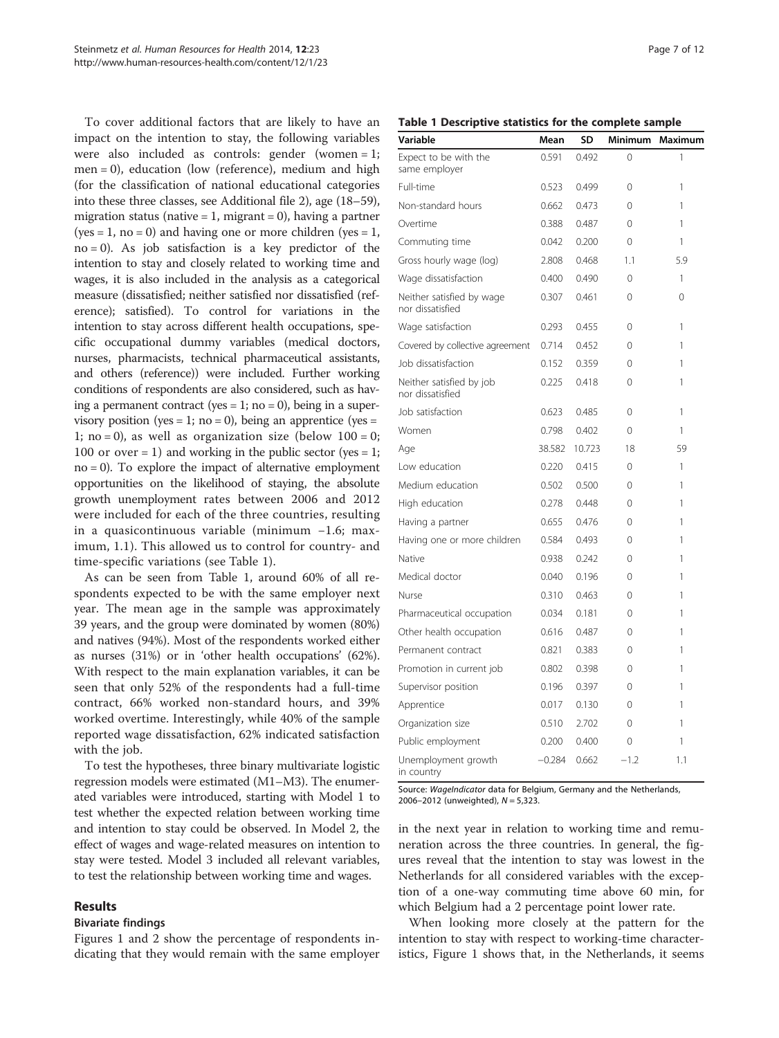To cover additional factors that are likely to have an impact on the intention to stay, the following variables were also included as controls: gender (women = 1; men = 0), education (low (reference), medium and high (for the classification of national educational categories into these three classes, see Additional file 2), age (18–59), migration status (native = 1, migrant = 0), having a partner (yes = 1, no = 0) and having one or more children (yes = 1, no = 0). As job satisfaction is a key predictor of the intention to stay and closely related to working time and wages, it is also included in the analysis as a categorical measure (dissatisfied; neither satisfied nor dissatisfied (reference); satisfied). To control for variations in the intention to stay across different health occupations, specific occupational dummy variables (medical doctors, nurses, pharmacists, technical pharmaceutical assistants, and others (reference)) were included. Further working conditions of respondents are also considered, such as having a permanent contract (yes = 1; no = 0), being in a supervisory position (yes = 1; no = 0), being an apprentice (yes = 1; no = 0), as well as organization size (below 100 = 0; 100 or over = 1) and working in the public sector (yes = 1; no = 0). To explore the impact of alternative employment opportunities on the likelihood of staying, the absolute growth unemployment rates between 2006 and 2012 were included for each of the three countries, resulting in a quasicontinuous variable (minimum −1.6; maximum, 1.1). This allowed us to control for country- and time-specific variations (see Table 1).

As can be seen from Table 1, around 60% of all respondents expected to be with the same employer next year. The mean age in the sample was approximately 39 years, and the group were dominated by women (80%) and natives (94%). Most of the respondents worked either as nurses (31%) or in 'other health occupations' (62%). With respect to the main explanation variables, it can be seen that only 52% of the respondents had a full-time contract, 66% worked non-standard hours, and 39% worked overtime. Interestingly, while 40% of the sample reported wage dissatisfaction, 62% indicated satisfaction with the job.

To test the hypotheses, three binary multivariate logistic regression models were estimated (M1–M3). The enumerated variables were introduced, starting with Model 1 to test whether the expected relation between working time and intention to stay could be observed. In Model 2, the effect of wages and wage-related measures on intention to stay were tested. Model 3 included all relevant variables, to test the relationship between working time and wages.

**Table 1 Descriptive statistics for the complete sample**

| Variable | Mean | SD | Minimum | Maximum |
|---|---|---|---|---|
| Expect to be with the same employer | 0.591 | 0.492 | 0 | 1 |
| Full-time | 0.523 | 0.499 | 0 | 1 |
| Non-standard hours | 0.662 | 0.473 | 0 | 1 |
| Overtime | 0.388 | 0.487 | 0 | 1 |
| Commuting time | 0.042 | 0.200 | 0 | 1 |
| Gross hourly wage (log) | 2.808 | 0.468 | 1.1 | 5.9 |
| Wage dissatisfaction | 0.400 | 0.490 | 0 | 1 |
| Neither satisfied by wage nor dissatisfied | 0.307 | 0.461 | 0 | 0 |
| Wage satisfaction | 0.293 | 0.455 | 0 | 1 |
| Covered by collective agreement | 0.714 | 0.452 | 0 | 1 |
| Job dissatisfaction | 0.152 | 0.359 | 0 | 1 |
| Neither satisfied by job nor dissatisfied | 0.225 | 0.418 | 0 | 1 |
| Job satisfaction | 0.623 | 0.485 | 0 | 1 |
| Women | 0.798 | 0.402 | 0 | 1 |
| Age | 38.582 | 10.723 | 18 | 59 |
| Low education | 0.220 | 0.415 | 0 | 1 |
| Medium education | 0.502 | 0.500 | 0 | 1 |
| High education | 0.278 | 0.448 | 0 | 1 |
| Having a partner | 0.655 | 0.476 | 0 | 1 |
| Having one or more children | 0.584 | 0.493 | 0 | 1 |
| Native | 0.938 | 0.242 | 0 | 1 |
| Medical doctor | 0.040 | 0.196 | 0 | 1 |
| Nurse | 0.310 | 0.463 | 0 | 1 |
| Pharmaceutical occupation | 0.034 | 0.181 | 0 | 1 |
| Other health occupation | 0.616 | 0.487 | 0 | 1 |
| Permanent contract | 0.821 | 0.383 | 0 | 1 |
| Promotion in current job | 0.802 | 0.398 | 0 | 1 |
| Supervisor position | 0.196 | 0.397 | 0 | 1 |
| Apprentice | 0.017 | 0.130 | 0 | 1 |
| Organization size | 0.510 | 2.702 | 0 | 1 |
| Public employment | 0.200 | 0.400 | 0 | 1 |
| Unemployment growth in country | −0.284 | 0.662 | −1.2 | 1.1 |

Source: *WageIndicator* data for Belgium, Germany and the Netherlands, 2006–2012 (unweighted), *N* = 5,323.

## Results

### Bivariate findings

Figures 1 and 2 show the percentage of respondents indicating that they would remain with the same employer in the next year in relation to working time and remuneration across the three countries. In general, the figures reveal that the intention to stay was lowest in the Netherlands for all considered variables with the exception of a one-way commuting time above 60 min, for which Belgium had a 2 percentage point lower rate.

When looking more closely at the pattern for the intention to stay with respect to working-time characteristics, Figure 1 shows that, in the Netherlands, it seems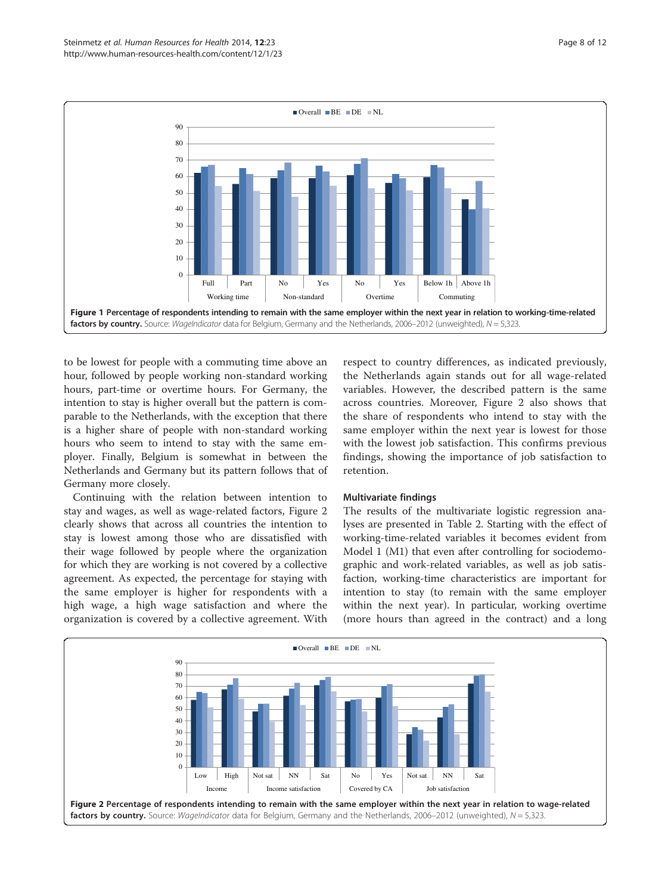Figure 1 Percentage of respondents intending to remain with the same employer within the next year in relation to working-time-related factors by country. Source: *WageIndicator* data for Belgium, Germany and the Netherlands, 2006–2012 (unweighted), *N* = 5,323.

to be lowest for people with a commuting time above an hour, followed by people working non-standard working hours, part-time or overtime hours. For Germany, the intention to stay is higher overall but the pattern is comparable to the Netherlands, with the exception that there is a higher share of people with non-standard working hours who seem to intend to stay with the same employer. Finally, Belgium is somewhat in between the Netherlands and Germany but its pattern follows that of Germany more closely.

Continuing with the relation between intention to stay and wages, as well as wage-related factors, Figure 2 clearly shows that across all countries the intention to stay is lowest among those who are dissatisfied with their wage followed by people where the organization for which they are working is not covered by a collective agreement. As expected, the percentage for staying with the same employer is higher for respondents with a high wage, a high wage satisfaction and where the organization is covered by a collective agreement. With respect to country differences, as indicated previously, the Netherlands again stands out for all wage-related variables. However, the described pattern is the same across countries. Moreover, Figure 2 also shows that the share of respondents who intend to stay with the same employer within the next year is lowest for those with the lowest job satisfaction. This confirms previous findings, showing the importance of job satisfaction to retention.

### Multivariate findings

The results of the multivariate logistic regression analyses are presented in Table 2. Starting with the effect of working-time-related variables it becomes evident from Model 1 (M1) that even after controlling for sociodemographic and work-related variables, as well as job satisfaction, working-time characteristics are important for intention to stay (to remain with the same employer within the next year). In particular, working overtime (more hours than agreed in the contract) and a long

Figure 2 Percentage of respondents intending to remain with the same employer within the next year in relation to wage-related factors by country. Source: *WageIndicator* data for Belgium, Germany and the Netherlands, 2006–2012 (unweighted), *N* = 5,323.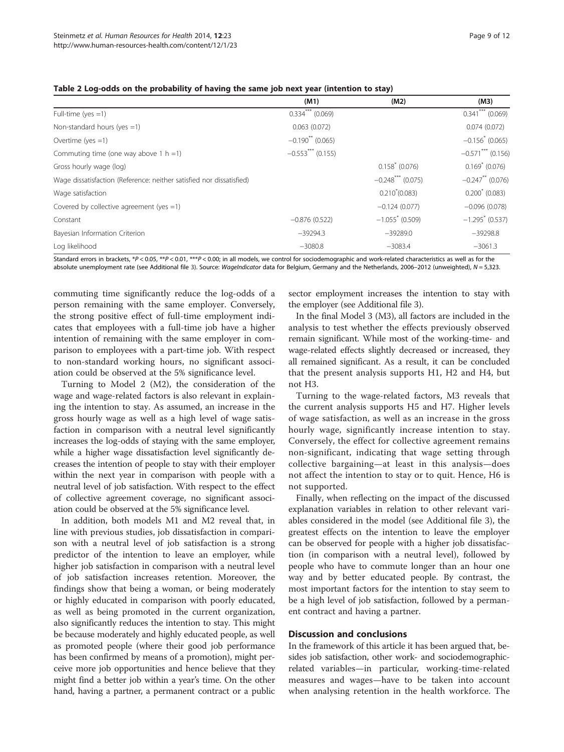**Table 2 Log-odds on the probability of having the same job next year (intention to stay)**

| | (M1) | (M2) | (M3) |
|---|---|---|---|
| Full-time (yes =1) | 0.334*** (0.069) | | 0.341*** (0.069) |
| Non-standard hours (yes =1) | 0.063 (0.072) | | 0.074 (0.072) |
| Overtime (yes =1) | −0.190** (0.065) | | −0.156* (0.065) |
| Commuting time (one way above 1 h =1) | −0.553*** (0.155) | | −0.571*** (0.156) |
| Gross hourly wage (log) | | 0.158* (0.076) | 0.169* (0.076) |
| Wage dissatisfaction (Reference: neither satisfied nor dissatisfied) | | −0.248*** (0.075) | −0.247** (0.076) |
| Wage satisfaction | | 0.210*(0.083) | 0.200* (0.083) |
| Covered by collective agreement (yes =1) | | −0.124 (0.077) | −0.096 (0.078) |
| Constant | −0.876 (0.522) | −1.055* (0.509) | −1.295* (0.537) |
| Bayesian Information Criterion | −39294.3 | −39289.0 | −39298.8 |
| Log likelihood | −3080.8 | −3083.4 | −3061.3 |

Standard errors in brackets, *$P < 0.05$, **$P < 0.01$, ***$P < 0.00$; in all models, we control for sociodemographic and work-related characteristics as well as for the absolute unemployment rate (see Additional file 3). Source: *WageIndicator* data for Belgium, Germany and the Netherlands, 2006–2012 (unweighted), $N = 5{,}323$.

commuting time significantly reduce the log-odds of a person remaining with the same employer. Conversely, the strong positive effect of full-time employment indicates that employees with a full-time job have a higher intention of remaining with the same employer in comparison to employees with a part-time job. With respect to non-standard working hours, no significant association could be observed at the 5% significance level.

Turning to Model 2 (M2), the consideration of the wage and wage-related factors is also relevant in explaining the intention to stay. As assumed, an increase in the gross hourly wage as well as a high level of wage satisfaction in comparison with a neutral level significantly increases the log-odds of staying with the same employer, while a higher wage dissatisfaction level significantly decreases the intention of people to stay with their employer within the next year in comparison with people with a neutral level of job satisfaction. With respect to the effect of collective agreement coverage, no significant association could be observed at the 5% significance level.

In addition, both models M1 and M2 reveal that, in line with previous studies, job dissatisfaction in comparison with a neutral level of job satisfaction is a strong predictor of the intention to leave an employer, while higher job satisfaction in comparison with a neutral level of job satisfaction increases retention. Moreover, the findings show that being a woman, or being moderately or highly educated in comparison with poorly educated, as well as being promoted in the current organization, also significantly reduces the intention to stay. This might be because moderately and highly educated people, as well as promoted people (where their good job performance has been confirmed by means of a promotion), might perceive more job opportunities and hence believe that they might find a better job within a year's time. On the other hand, having a partner, a permanent contract or a public sector employment increases the intention to stay with the employer (see Additional file 3).

In the final Model 3 (M3), all factors are included in the analysis to test whether the effects previously observed remain significant. While most of the working-time- and wage-related effects slightly decreased or increased, they all remained significant. As a result, it can be concluded that the present analysis supports H1, H2 and H4, but not H3.

Turning to the wage-related factors, M3 reveals that the current analysis supports H5 and H7. Higher levels of wage satisfaction, as well as an increase in the gross hourly wage, significantly increase intention to stay. Conversely, the effect for collective agreement remains non-significant, indicating that wage setting through collective bargaining—at least in this analysis—does not affect the intention to stay or to quit. Hence, H6 is not supported.

Finally, when reflecting on the impact of the discussed explanation variables in relation to other relevant variables considered in the model (see Additional file 3), the greatest effects on the intention to leave the employer can be observed for people with a higher job dissatisfaction (in comparison with a neutral level), followed by people who have to commute longer than an hour one way and by better educated people. By contrast, the most important factors for the intention to stay seem to be a high level of job satisfaction, followed by a permanent contract and having a partner.

## Discussion and conclusions

In the framework of this article it has been argued that, besides job satisfaction, other work- and sociodemographic-related variables—in particular, working-time-related measures and wages—have to be taken into account when analysing retention in the health workforce. The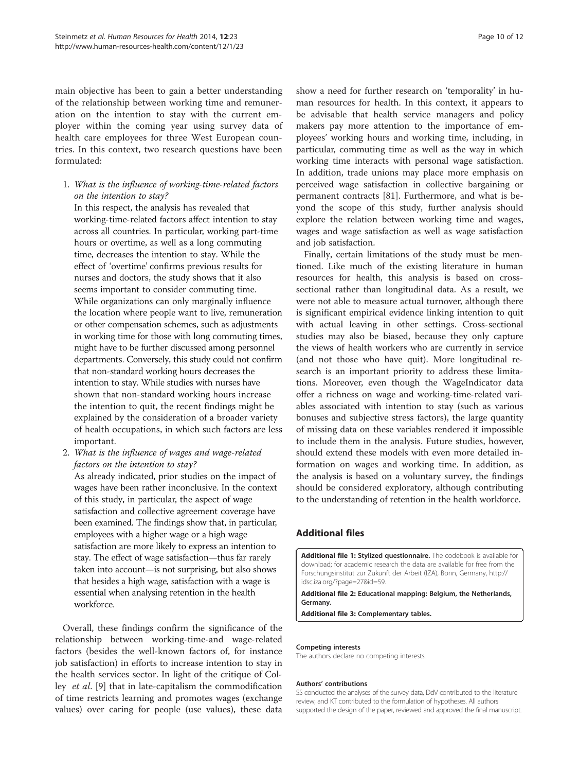main objective has been to gain a better understanding of the relationship between working time and remuneration on the intention to stay with the current employer within the coming year using survey data of health care employees for three West European countries. In this context, two research questions have been formulated:

1. *What is the influence of working-time-related factors on the intention to stay?*

   In this respect, the analysis has revealed that working-time-related factors affect intention to stay across all countries. In particular, working part-time hours or overtime, as well as a long commuting time, decreases the intention to stay. While the effect of 'overtime' confirms previous results for nurses and doctors, the study shows that it also seems important to consider commuting time. While organizations can only marginally influence the location where people want to live, remuneration or other compensation schemes, such as adjustments in working time for those with long commuting times, might have to be further discussed among personnel departments. Conversely, this study could not confirm that non-standard working hours decreases the intention to stay. While studies with nurses have shown that non-standard working hours increase the intention to quit, the recent findings might be explained by the consideration of a broader variety of health occupations, in which such factors are less important.

2. *What is the influence of wages and wage-related factors on the intention to stay?*

   As already indicated, prior studies on the impact of wages have been rather inconclusive. In the context of this study, in particular, the aspect of wage satisfaction and collective agreement coverage have been examined. The findings show that, in particular, employees with a higher wage or a high wage satisfaction are more likely to express an intention to stay. The effect of wage satisfaction—thus far rarely taken into account—is not surprising, but also shows that besides a high wage, satisfaction with a wage is essential when analysing retention in the health workforce.

Overall, these findings confirm the significance of the relationship between working-time-and wage-related factors (besides the well-known factors of, for instance job satisfaction) in efforts to increase intention to stay in the health services sector. In light of the critique of Colley *et al*. [9] that in late-capitalism the commodification of time restricts learning and promotes wages (exchange values) over caring for people (use values), these data show a need for further research on 'temporality' in human resources for health. In this context, it appears to be advisable that health service managers and policy makers pay more attention to the importance of employees' working hours and working time, including, in particular, commuting time as well as the way in which working time interacts with personal wage satisfaction. In addition, trade unions may place more emphasis on perceived wage satisfaction in collective bargaining or permanent contracts [81]. Furthermore, and what is beyond the scope of this study, further analysis should explore the relation between working time and wages, wages and wage satisfaction as well as wage satisfaction and job satisfaction.

Finally, certain limitations of the study must be mentioned. Like much of the existing literature in human resources for health, this analysis is based on cross-sectional rather than longitudinal data. As a result, we were not able to measure actual turnover, although there is significant empirical evidence linking intention to quit with actual leaving in other settings. Cross-sectional studies may also be biased, because they only capture the views of health workers who are currently in service (and not those who have quit). More longitudinal research is an important priority to address these limitations. Moreover, even though the WageIndicator data offer a richness on wage and working-time-related variables associated with intention to stay (such as various bonuses and subjective stress factors), the large quantity of missing data on these variables rendered it impossible to include them in the analysis. Future studies, however, should extend these models with even more detailed information on wages and working time. In addition, as the analysis is based on a voluntary survey, the findings should be considered exploratory, although contributing to the understanding of retention in the health workforce.

## Additional files

**Additional file 1: Stylized questionnaire.** The codebook is available for download; for academic research the data are available for free from the Forschungsinstitut zur Zukunft der Arbeit (IZA), Bonn, Germany, http://idsc.iza.org/?page=27&id=59.

**Additional file 2: Educational mapping: Belgium, the Netherlands, Germany.**

**Additional file 3: Complementary tables.**

#### Competing interests

The authors declare no competing interests.

#### Authors' contributions

SS conducted the analyses of the survey data, DdV contributed to the literature review, and KT contributed to the formulation of hypotheses. All authors supported the design of the paper, reviewed and approved the final manuscript.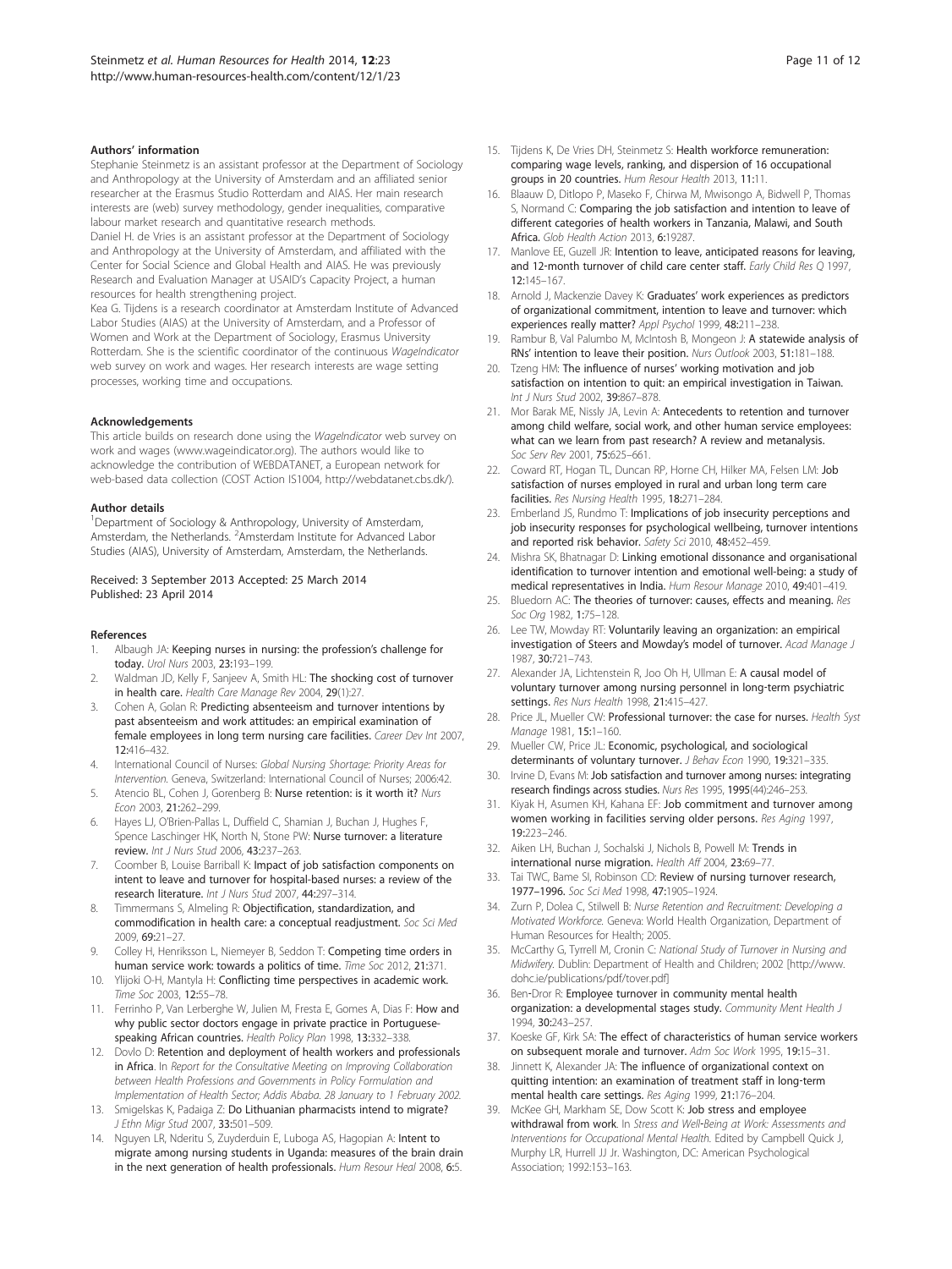### Authors' information

Stephanie Steinmetz is an assistant professor at the Department of Sociology and Anthropology at the University of Amsterdam and an affiliated senior researcher at the Erasmus Studio Rotterdam and AIAS. Her main research interests are (web) survey methodology, gender inequalities, comparative labour market research and quantitative research methods.

Daniel H. de Vries is an assistant professor at the Department of Sociology and Anthropology at the University of Amsterdam, and affiliated with the Center for Social Science and Global Health and AIAS. He was previously Research and Evaluation Manager at USAID's Capacity Project, a human resources for health strengthening project.

Kea G. Tijdens is a research coordinator at Amsterdam Institute of Advanced Labor Studies (AIAS) at the University of Amsterdam, and a Professor of Women and Work at the Department of Sociology, Erasmus University Rotterdam. She is the scientific coordinator of the continuous *WageIndicator* web survey on work and wages. Her research interests are wage setting processes, working time and occupations.

### Acknowledgements

This article builds on research done using the *WageIndicator* web survey on work and wages (www.wageindicator.org). The authors would like to acknowledge the contribution of WEBDATANET, a European network for web-based data collection (COST Action IS1004, http://webdatanet.cbs.dk/).

### Author details

[1]Department of Sociology & Anthropology, University of Amsterdam, Amsterdam, the Netherlands. [2]Amsterdam Institute for Advanced Labor Studies (AIAS), University of Amsterdam, Amsterdam, the Netherlands.

Received: 3 September 2013 Accepted: 25 March 2014
Published: 23 April 2014

### References

1. Albaugh JA: **Keeping nurses in nursing: the profession's challenge for today.** *Urol Nurs* 2003, **23:**193–199.
2. Waldman JD, Kelly F, Sanjeev A, Smith HL: **The shocking cost of turnover in health care.** *Health Care Manage Rev* 2004, **29**(1):27.
3. Cohen A, Golan R: **Predicting absenteeism and turnover intentions by past absenteeism and work attitudes: an empirical examination of female employees in long term nursing care facilities.** *Career Dev Int* 2007, **12:**416–432.
4. International Council of Nurses: *Global Nursing Shortage: Priority Areas for Intervention.* Geneva, Switzerland: International Council of Nurses; 2006:42.
5. Atencio BL, Cohen J, Gorenberg B: **Nurse retention: is it worth it?** *Nurs Econ* 2003, **21:**262–299.
6. Hayes LJ, O'Brien-Pallas L, Duffield C, Shamian J, Buchan J, Hughes F, Spence Laschinger HK, North N, Stone PW: **Nurse turnover: a literature review.** *Int J Nurs Stud* 2006, **43:**237–263.
7. Coomber B, Louise Barriball K: **Impact of job satisfaction components on intent to leave and turnover for hospital-based nurses: a review of the research literature.** *Int J Nurs Stud* 2007, **44:**297–314.
8. Timmermans S, Almeling R: **Objectification, standardization, and commodification in health care: a conceptual readjustment.** *Soc Sci Med* 2009, **69:**21–27.
9. Colley H, Henriksson L, Niemeyer B, Seddon T: **Competing time orders in human service work: towards a politics of time.** *Time Soc* 2012, **21:**371.
10. Ylijoki O-H, Mantyla H: **Conflicting time perspectives in academic work.** *Time Soc* 2003, **12:**55–78.
11. Ferrinho P, Van Lerberghe W, Julien M, Fresta E, Gomes A, Dias F: **How and why public sector doctors engage in private practice in Portuguese-speaking African countries.** *Health Policy Plan* 1998, **13:**332–338.
12. Dovlo D: **Retention and deployment of health workers and professionals in Africa.** In *Report for the Consultative Meeting on Improving Collaboration between Health Professions and Governments in Policy Formulation and Implementation of Health Sector; Addis Ababa. 28 January to 1 February 2002.*
13. Smigelskas K, Padaiga Z: **Do Lithuanian pharmacists intend to migrate?** *J Ethn Migr Stud* 2007, **33:**501–509.
14. Nguyen LR, Nderitu S, Zuyderduin E, Luboga AS, Hagopian A: **Intent to migrate among nursing students in Uganda: measures of the brain drain in the next generation of health professionals.** *Hum Resour Heal* 2008, **6:**5.
15. Tijdens K, De Vries DH, Steinmetz S: **Health workforce remuneration: comparing wage levels, ranking, and dispersion of 16 occupational groups in 20 countries.** *Hum Resour Health* 2013, **11:**11.
16. Blaauw D, Ditlopo P, Maseko F, Chirwa M, Mwisongo A, Bidwell P, Thomas S, Normand C: **Comparing the job satisfaction and intention to leave of different categories of health workers in Tanzania, Malawi, and South Africa.** *Glob Health Action* 2013, **6:**19287.
17. Manlove EE, Guzell JR: **Intention to leave, anticipated reasons for leaving, and 12-month turnover of child care center staff.** *Early Child Res Q* 1997, **12:**145–167.
18. Arnold J, Mackenzie Davey K: **Graduates' work experiences as predictors of organizational commitment, intention to leave and turnover: which experiences really matter?** *Appl Psychol* 1999, **48:**211–238.
19. Rambur B, Val Palumbo M, McIntosh B, Mongeon J: **A statewide analysis of RNs' intention to leave their position.** *Nurs Outlook* 2003, **51:**181–188.
20. Tzeng HM: **The influence of nurses' working motivation and job satisfaction on intention to quit: an empirical investigation in Taiwan.** *Int J Nurs Stud* 2002, **39:**867–878.
21. Mor Barak ME, Nissly JA, Levin A: **Antecedents to retention and turnover among child welfare, social work, and other human service employees: what can we learn from past research? A review and metanalysis.** *Soc Serv Rev* 2001, **75:**625–661.
22. Coward RT, Hogan TL, Duncan RP, Horne CH, Hilker MA, Felsen LM: **Job satisfaction of nurses employed in rural and urban long term care facilities.** *Res Nursing Health* 1995, **18:**271–284.
23. Emberland JS, Rundmo T: **Implications of job insecurity perceptions and job insecurity responses for psychological wellbeing, turnover intentions and reported risk behavior.** *Safety Sci* 2010, **48:**452–459.
24. Mishra SK, Bhatnagar D: **Linking emotional dissonance and organisational identification to turnover intention and emotional well-being: a study of medical representatives in India.** *Hum Resour Manage* 2010, **49:**401–419.
25. Bluedorn AC: **The theories of turnover: causes, effects and meaning.** *Res Soc Org* 1982, **1:**75–128.
26. Lee TW, Mowday RT: **Voluntarily leaving an organization: an empirical investigation of Steers and Mowday's model of turnover.** *Acad Manage J* 1987, **30:**721–743.
27. Alexander JA, Lichtenstein R, Joo Oh H, Ullman E: **A causal model of voluntary turnover among nursing personnel in long-term psychiatric settings.** *Res Nurs Health* 1998, **21:**415–427.
28. Price JL, Mueller CW: **Professional turnover: the case for nurses.** *Health Syst Manage* 1981, **15:**1–160.
29. Mueller CW, Price JL: **Economic, psychological, and sociological determinants of voluntary turnover.** *J Behav Econ* 1990, **19:**321–335.
30. Irvine D, Evans M: **Job satisfaction and turnover among nurses: integrating research findings across studies.** *Nurs Res* 1995, **1995**(44):246–253.
31. Kiyak H, Asumen KH, Kahana EF: **Job commitment and turnover among women working in facilities serving older persons.** *Res Aging* 1997, **19:**223–246.
32. Aiken LH, Buchan J, Sochalski J, Nichols B, Powell M: **Trends in international nurse migration.** *Health Aff* 2004, **23:**69–77.
33. Tai TWC, Bame SI, Robinson CD: **Review of nursing turnover research, 1977–1996.** *Soc Sci Med* 1998, **47:**1905–1924.
34. Zurn P, Dolea C, Stilwell B: *Nurse Retention and Recruitment: Developing a Motivated Workforce.* Geneva: World Health Organization, Department of Human Resources for Health; 2005.
35. McCarthy G, Tyrrell M, Cronin C: *National Study of Turnover in Nursing and Midwifery.* Dublin: Department of Health and Children; 2002 [http://www.dohc.ie/publications/pdf/tover.pdf]
36. Ben-Dror R: **Employee turnover in community mental health organization: a developmental stages study.** *Community Ment Health J* 1994, **30:**243–257.
37. Koeske GF, Kirk SA: **The effect of characteristics of human service workers on subsequent morale and turnover.** *Adm Soc Work* 1995, **19:**15–31.
38. Jinnett K, Alexander JA: **The influence of organizational context on quitting intention: an examination of treatment staff in long-term mental health care settings.** *Res Aging* 1999, **21:**176–204.
39. McKee GH, Markham SE, Dow Scott K: **Job stress and employee withdrawal from work.** In *Stress and Well-Being at Work: Assessments and Interventions for Occupational Mental Health.* Edited by Campbell Quick J, Murphy LR, Hurrell JJ Jr. Washington, DC: American Psychological Association; 1992:153–163.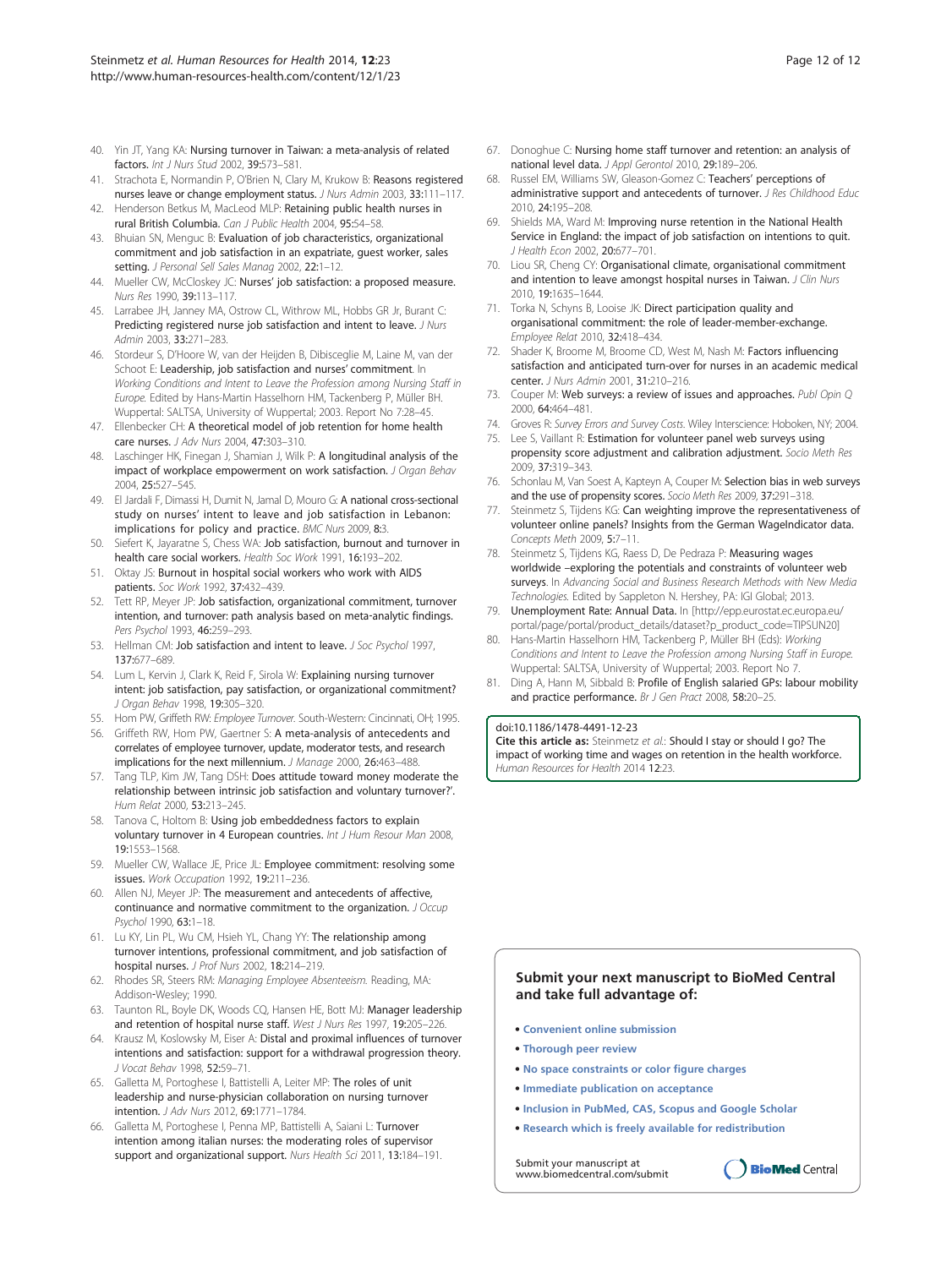40. Yin JT, Yang KA: **Nursing turnover in Taiwan: a meta-analysis of related factors.** *Int J Nurs Stud* 2002, **39:**573–581.
41. Strachota E, Normandin P, O'Brien N, Clary M, Krukow B: **Reasons registered nurses leave or change employment status.** *J Nurs Admin* 2003, **33:**111–117.
42. Henderson Betkus M, MacLeod MLP: **Retaining public health nurses in rural British Columbia.** *Can J Public Health* 2004, **95:**54–58.
43. Bhuian SN, Menguc B: **Evaluation of job characteristics, organizational commitment and job satisfaction in an expatriate, guest worker, sales setting.** *J Personal Sell Sales Manag* 2002, **22:**1–12.
44. Mueller CW, McCloskey JC: **Nurses' job satisfaction: a proposed measure.** *Nurs Res* 1990, **39:**113–117.
45. Larrabee JH, Janney MA, Ostrow CL, Withrow ML, Hobbs GR Jr, Burant C: **Predicting registered nurse job satisfaction and intent to leave.** *J Nurs Admin* 2003, **33:**271–283.
46. Stordeur S, D'Hoore W, van der Heijden B, Dibisceglie M, Laine M, van der Schoot E: **Leadership, job satisfaction and nurses' commitment**. In *Working Conditions and Intent to Leave the Profession among Nursing Staff in Europe.* Edited by Hans-Martin Hasselhorn HM, Tackenberg P, Müller BH. Wuppertal: SALTSA, University of Wuppertal; 2003. Report No 7:28–45.
47. Ellenbecker CH: **A theoretical model of job retention for home health care nurses.** *J Adv Nurs* 2004, **47:**303–310.
48. Laschinger HK, Finegan J, Shamian J, Wilk P: **A longitudinal analysis of the impact of workplace empowerment on work satisfaction.** *J Organ Behav* 2004, **25:**527–545.
49. El Jardali F, Dimassi H, Dumit N, Jamal D, Mouro G: **A national cross-sectional study on nurses' intent to leave and job satisfaction in Lebanon: implications for policy and practice.** *BMC Nurs* 2009, **8:**3.
50. Siefert K, Jayaratne S, Chess WA: **Job satisfaction, burnout and turnover in health care social workers.** *Health Soc Work* 1991, **16:**193–202.
51. Oktay JS: **Burnout in hospital social workers who work with AIDS patients.** *Soc Work* 1992, **37:**432–439.
52. Tett RP, Meyer JP: **Job satisfaction, organizational commitment, turnover intention, and turnover: path analysis based on meta-analytic findings.** *Pers Psychol* 1993, **46:**259–293.
53. Hellman CM: **Job satisfaction and intent to leave.** *J Soc Psychol* 1997, **137:**677–689.
54. Lum L, Kervin J, Clark K, Reid F, Sirola W: **Explaining nursing turnover intent: job satisfaction, pay satisfaction, or organizational commitment?** *J Organ Behav* 1998, **19:**305–320.
55. Hom PW, Griffeth RW: *Employee Turnover.* South-Western: Cincinnati, OH; 1995.
56. Griffeth RW, Hom PW, Gaertner S: **A meta-analysis of antecedents and correlates of employee turnover, update, moderator tests, and research implications for the next millennium.** *J Manage* 2000, **26:**463–488.
57. Tang TLP, Kim JW, Tang DSH: **Does attitude toward money moderate the relationship between intrinsic job satisfaction and voluntary turnover?'.** *Hum Relat* 2000, **53:**213–245.
58. Tanova C, Holtom B: **Using job embeddedness factors to explain voluntary turnover in 4 European countries.** *Int J Hum Resour Man* 2008, **19:**1553–1568.
59. Mueller CW, Wallace JE, Price JL: **Employee commitment: resolving some issues.** *Work Occupation* 1992, **19:**211–236.
60. Allen NJ, Meyer JP: **The measurement and antecedents of affective, continuance and normative commitment to the organization.** *J Occup Psychol* 1990, **63:**1–18.
61. Lu KY, Lin PL, Wu CM, Hsieh YL, Chang YY: **The relationship among turnover intentions, professional commitment, and job satisfaction of hospital nurses.** *J Prof Nurs* 2002, **18:**214–219.
62. Rhodes SR, Steers RM: *Managing Employee Absenteeism.* Reading, MA: Addison-Wesley; 1990.
63. Taunton RL, Boyle DK, Woods CQ, Hansen HE, Bott MJ: **Manager leadership and retention of hospital nurse staff.** *West J Nurs Res* 1997, **19:**205–226.
64. Krausz M, Koslowsky M, Eiser A: **Distal and proximal influences of turnover intentions and satisfaction: support for a withdrawal progression theory.** *J Vocat Behav* 1998, **52:**59–71.
65. Galletta M, Portoghese I, Battistelli A, Leiter MP: **The roles of unit leadership and nurse-physician collaboration on nursing turnover intention.** *J Adv Nurs* 2012, **69:**1771–1784.
66. Galletta M, Portoghese I, Penna MP, Battistelli A, Saiani L: **Turnover intention among italian nurses: the moderating roles of supervisor support and organizational support.** *Nurs Health Sci* 2011, **13:**184–191.
67. Donoghue C: **Nursing home staff turnover and retention: an analysis of national level data.** *J Appl Gerontol* 2010, **29:**189–206.
68. Russel EM, Williams SW, Gleason-Gomez C: **Teachers' perceptions of administrative support and antecedents of turnover.** *J Res Childhood Educ* 2010, **24:**195–208.
69. Shields MA, Ward M: **Improving nurse retention in the National Health Service in England: the impact of job satisfaction on intentions to quit.** *J Health Econ* 2002, **20:**677–701.
70. Liou SR, Cheng CY: **Organisational climate, organisational commitment and intention to leave amongst hospital nurses in Taiwan.** *J Clin Nurs* 2010, **19:**1635–1644.
71. Torka N, Schyns B, Looise JK: **Direct participation quality and organisational commitment: the role of leader-member-exchange.** *Employee Relat* 2010, **32:**418–434.
72. Shader K, Broome M, Broome CD, West M, Nash M: **Factors influencing satisfaction and anticipated turn-over for nurses in an academic medical center.** *J Nurs Admin* 2001, **31:**210–216.
73. Couper M: **Web surveys: a review of issues and approaches.** *Publ Opin Q* 2000, **64:**464–481.
74. Groves R: *Survey Errors and Survey Costs.* Wiley Interscience: Hoboken, NY; 2004.
75. Lee S, Vaillant R: **Estimation for volunteer panel web surveys using propensity score adjustment and calibration adjustment.** *Socio Meth Res* 2009, **37:**319–343.
76. Schonlau M, Van Soest A, Kapteyn A, Couper M: **Selection bias in web surveys and the use of propensity scores.** *Socio Meth Res* 2009, **37:**291–318.
77. Steinmetz S, Tijdens KG: **Can weighting improve the representativeness of volunteer online panels? Insights from the German WageIndicator data.** *Concepts Meth* 2009, **5:**7–11.
78. Steinmetz S, Tijdens KG, Raess D, De Pedraza P: **Measuring wages worldwide –exploring the potentials and constraints of volunteer web surveys**. In *Advancing Social and Business Research Methods with New Media Technologies.* Edited by Sappleton N. Hershey, PA: IGI Global; 2013.
79. **Unemployment Rate: Annual Data.** In [http://epp.eurostat.ec.europa.eu/portal/page/portal/product_details/dataset?p_product_code=TIPSUN20]
80. Hans-Martin Hasselhorn HM, Tackenberg P, Müller BH (Eds): *Working Conditions and Intent to Leave the Profession among Nursing Staff in Europe.* Wuppertal: SALTSA, University of Wuppertal; 2003. Report No 7.
81. Ding A, Hann M, Sibbald B: **Profile of English salaried GPs: labour mobility and practice performance.** *Br J Gen Pract* 2008, **58:**20–25.

doi:10.1186/1478-4491-12-23
**Cite this article as:** Steinmetz *et al.*: Should I stay or should I go? The impact of working time and wages on retention in the health workforce. *Human Resources for Health* 2014 **12**:23.

**Submit your next manuscript to BioMed Central and take full advantage of:**

- **Convenient online submission**
- **Thorough peer review**
- **No space constraints or color figure charges**
- **Immediate publication on acceptance**
- **Inclusion in PubMed, CAS, Scopus and Google Scholar**
- **Research which is freely available for redistribution**

Submit your manuscript at
www.biomedcentral.com/submit

BioMed Central